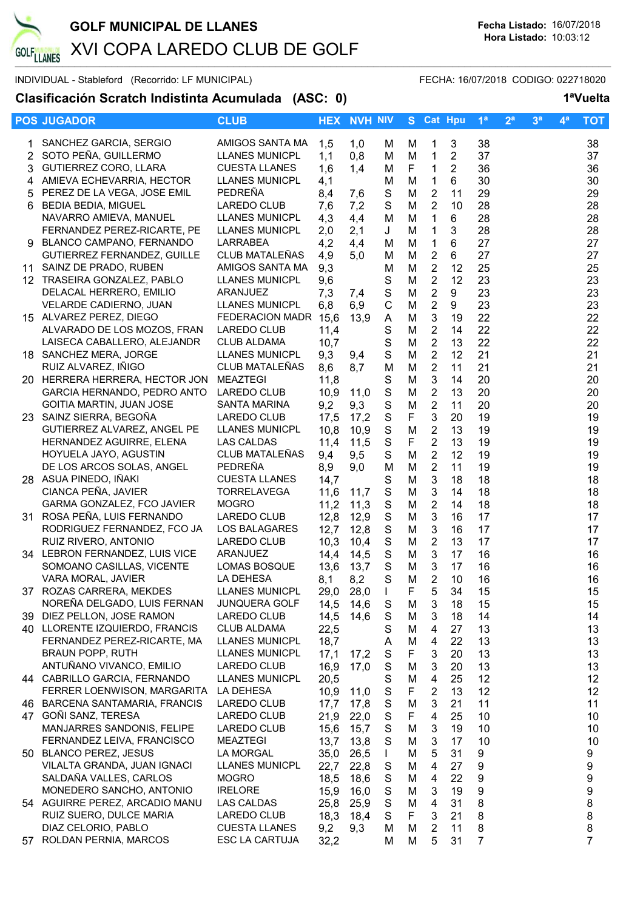# GOLF MUNICIPAL DE LLANES

## XVI COPA LAREDO CLUB DE GOLF

**Fecha Listado:** 16/07/2018
**Hora Listado:** 10:03:12

INDIVIDUAL - Stableford (Recorrido: LF MUNICIPAL) FECHA: 16/07/2018 CODIGO: 022718020

### Clasificación Scratch Indistinta Acumulada (ASC: 0) 1ªVuelta

| POS | JUGADOR | CLUB | HEX | NVH | NIV | S | Cat | Hpu | 1ª | 2ª | 3ª | 4ª | TOT |
|---|---|---|---|---|---|---|---|---|---|---|---|---|---|
| 1 | SANCHEZ GARCIA, SERGIO | AMIGOS SANTA MA | 1,5 | 1,0 | M | M | 1 | 3 | 38 | | | | 38 |
| 2 | SOTO PEÑA, GUILLERMO | LLANES MUNICPL | 1,1 | 0,8 | M | M | 1 | 2 | 37 | | | | 37 |
| 3 | GUTIERREZ CORO, LLARA | CUESTA LLANES | 1,6 | 1,4 | M | F | 1 | 2 | 36 | | | | 36 |
| 4 | AMIEVA ECHEVARRIA, HECTOR | LLANES MUNICPL | 4,1 | | M | M | 1 | 6 | 30 | | | | 30 |
| 5 | PEREZ DE LA VEGA, JOSE EMIL | PEDREÑA | 8,4 | 7,6 | S | M | 2 | 11 | 29 | | | | 29 |
| 6 | BEDIA BEDIA, MIGUEL | LAREDO CLUB | 7,6 | 7,2 | S | M | 2 | 10 | 28 | | | | 28 |
| | NAVARRO AMIEVA, MANUEL | LLANES MUNICPL | 4,3 | 4,4 | M | M | 1 | 6 | 28 | | | | 28 |
| | FERNANDEZ PEREZ-RICARTE, PE | LLANES MUNICPL | 2,0 | 2,1 | J | M | 1 | 3 | 28 | | | | 28 |
| 9 | BLANCO CAMPANO, FERNANDO | LARRABEA | 4,2 | 4,4 | M | M | 1 | 6 | 27 | | | | 27 |
| | GUTIERREZ FERNANDEZ, GUILLE | CLUB MATALEÑAS | 4,9 | 5,0 | M | M | 2 | 6 | 27 | | | | 27 |
| 11 | SAINZ DE PRADO, RUBEN | AMIGOS SANTA MA | 9,3 | | M | M | 2 | 12 | 25 | | | | 25 |
| 12 | TRASEIRA GONZALEZ, PABLO | LLANES MUNICPL | 9,6 | | S | M | 2 | 12 | 23 | | | | 23 |
| | DELACAL HERRERO, EMILIO | ARANJUEZ | 7,3 | 7,4 | S | M | 2 | 9 | 23 | | | | 23 |
| | VELARDE CADIERNO, JUAN | LLANES MUNICPL | 6,8 | 6,9 | C | M | 2 | 9 | 23 | | | | 23 |
| 15 | ALVAREZ PEREZ, DIEGO | FEDERACION MADR | 15,6 | 13,9 | A | M | 3 | 19 | 22 | | | | 22 |
| | ALVARADO DE LOS MOZOS, FRAN | LAREDO CLUB | 11,4 | | S | M | 2 | 14 | 22 | | | | 22 |
| | LAISECA CABALLERO, ALEJANDR | CLUB ALDAMA | 10,7 | | S | M | 2 | 13 | 22 | | | | 22 |
| 18 | SANCHEZ MERA, JORGE | LLANES MUNICPL | 9,3 | 9,4 | S | M | 2 | 12 | 21 | | | | 21 |
| | RUIZ ALVAREZ, IÑIGO | CLUB MATALEÑAS | 8,6 | 8,7 | M | M | 2 | 11 | 21 | | | | 21 |
| 20 | HERRERA HERRERA, HECTOR JON | MEAZTEGI | 11,8 | | S | M | 3 | 14 | 20 | | | | 20 |
| | GARCIA HERNANDO, PEDRO ANTO | LAREDO CLUB | 10,9 | 11,0 | S | M | 2 | 13 | 20 | | | | 20 |
| | GOITIA MARTIN, JUAN JOSE | SANTA MARINA | 9,2 | 9,3 | S | M | 2 | 11 | 20 | | | | 20 |
| 23 | SAINZ SIERRA, BEGOÑA | LAREDO CLUB | 17,5 | 17,2 | S | F | 3 | 20 | 19 | | | | 19 |
| | GUTIERREZ ALVAREZ, ANGEL PE | LLANES MUNICPL | 10,8 | 10,9 | S | M | 2 | 13 | 19 | | | | 19 |
| | HERNANDEZ AGUIRRE, ELENA | LAS CALDAS | 11,4 | 11,5 | S | F | 2 | 13 | 19 | | | | 19 |
| | HOYUELA JAYO, AGUSTIN | CLUB MATALEÑAS | 9,4 | 9,5 | S | M | 2 | 12 | 19 | | | | 19 |
| | DE LOS ARCOS SOLAS, ANGEL | PEDREÑA | 8,9 | 9,0 | M | M | 2 | 11 | 19 | | | | 19 |
| 28 | ASUA PINEDO, IÑAKI | CUESTA LLANES | 14,7 | | S | M | 3 | 18 | 18 | | | | 18 |
| | CIANCA PEÑA, JAVIER | TORRELAVEGA | 11,6 | 11,7 | S | M | 3 | 14 | 18 | | | | 18 |
| | GARMA GONZALEZ, FCO JAVIER | MOGRO | 11,2 | 11,3 | S | M | 2 | 14 | 18 | | | | 18 |
| 31 | ROSA PEÑA, LUIS FERNANDO | LAREDO CLUB | 12,8 | 12,9 | S | M | 3 | 16 | 17 | | | | 17 |
| | RODRIGUEZ FERNANDEZ, FCO JA | LOS BALAGARES | 12,7 | 12,8 | S | M | 3 | 16 | 17 | | | | 17 |
| | RUIZ RIVERO, ANTONIO | LAREDO CLUB | 10,3 | 10,4 | S | M | 2 | 13 | 17 | | | | 17 |
| 34 | LEBRON FERNANDEZ, LUIS VICE | ARANJUEZ | 14,4 | 14,5 | S | M | 3 | 17 | 16 | | | | 16 |
| | SOMOANO CASILLAS, VICENTE | LOMAS BOSQUE | 13,6 | 13,7 | S | M | 3 | 17 | 16 | | | | 16 |
| | VARA MORAL, JAVIER | LA DEHESA | 8,1 | 8,2 | S | M | 2 | 10 | 16 | | | | 16 |
| 37 | ROZAS CARRERA, MEKDES | LLANES MUNICPL | 29,0 | 28,0 | I | F | 5 | 34 | 15 | | | | 15 |
| | NOREÑA DELGADO, LUIS FERNAN | JUNQUERA GOLF | 14,5 | 14,6 | S | M | 3 | 18 | 15 | | | | 15 |
| 39 | DIEZ PELLON, JOSE RAMON | LAREDO CLUB | 14,5 | 14,6 | S | M | 3 | 18 | 14 | | | | 14 |
| 40 | LLORENTE IZQUIERDO, FRANCIS | CLUB ALDAMA | 22,5 | | S | M | 4 | 27 | 13 | | | | 13 |
| | FERNANDEZ PEREZ-RICARTE, MA | LLANES MUNICPL | 18,7 | | A | M | 4 | 22 | 13 | | | | 13 |
| | BRAUN POPP, RUTH | LLANES MUNICPL | 17,1 | 17,2 | S | F | 3 | 20 | 13 | | | | 13 |
| | ANTUÑANO VIVANCO, EMILIO | LAREDO CLUB | 16,9 | 17,0 | S | M | 3 | 20 | 13 | | | | 13 |
| 44 | CABRILLO GARCIA, FERNANDO | LLANES MUNICPL | 20,5 | | S | M | 4 | 25 | 12 | | | | 12 |
| | FERRER LOENWISON, MARGARITA | LA DEHESA | 10,9 | 11,0 | S | F | 2 | 13 | 12 | | | | 12 |
| 46 | BARCENA SANTAMARIA, FRANCIS | LAREDO CLUB | 17,7 | 17,8 | S | M | 3 | 21 | 11 | | | | 11 |
| 47 | GOÑI SANZ, TERESA | LAREDO CLUB | 21,9 | 22,0 | S | F | 4 | 25 | 10 | | | | 10 |
| | MANJARRES SANDONIS, FELIPE | LAREDO CLUB | 15,6 | 15,7 | S | M | 3 | 19 | 10 | | | | 10 |
| | FERNANDEZ LEIVA, FRANCISCO | MEAZTEGI | 13,7 | 13,8 | S | M | 3 | 17 | 10 | | | | 10 |
| 50 | BLANCO PEREZ, JESUS | LA MORGAL | 35,0 | 26,5 | I | M | 5 | 31 | 9 | | | | 9 |
| | VILALTA GRANDA, JUAN IGNACI | LLANES MUNICPL | 22,7 | 22,8 | S | M | 4 | 27 | 9 | | | | 9 |
| | SALDAÑA VALLES, CARLOS | MOGRO | 18,5 | 18,6 | S | M | 4 | 22 | 9 | | | | 9 |
| | MONEDERO SANCHO, ANTONIO | IRELORE | 15,9 | 16,0 | S | M | 3 | 19 | 9 | | | | 9 |
| 54 | AGUIRRE PEREZ, ARCADIO MANU | LAS CALDAS | 25,8 | 25,9 | S | M | 4 | 31 | 8 | | | | 8 |
| | RUIZ SUERO, DULCE MARIA | LAREDO CLUB | 18,3 | 18,4 | S | F | 3 | 21 | 8 | | | | 8 |
| | DIAZ CELORIO, PABLO | CUESTA LLANES | 9,2 | 9,3 | M | M | 2 | 11 | 8 | | | | 8 |
| 57 | ROLDAN PERNIA, MARCOS | ESC LA CARTUJA | 32,2 | | M | M | 5 | 31 | 7 | | | | 7 |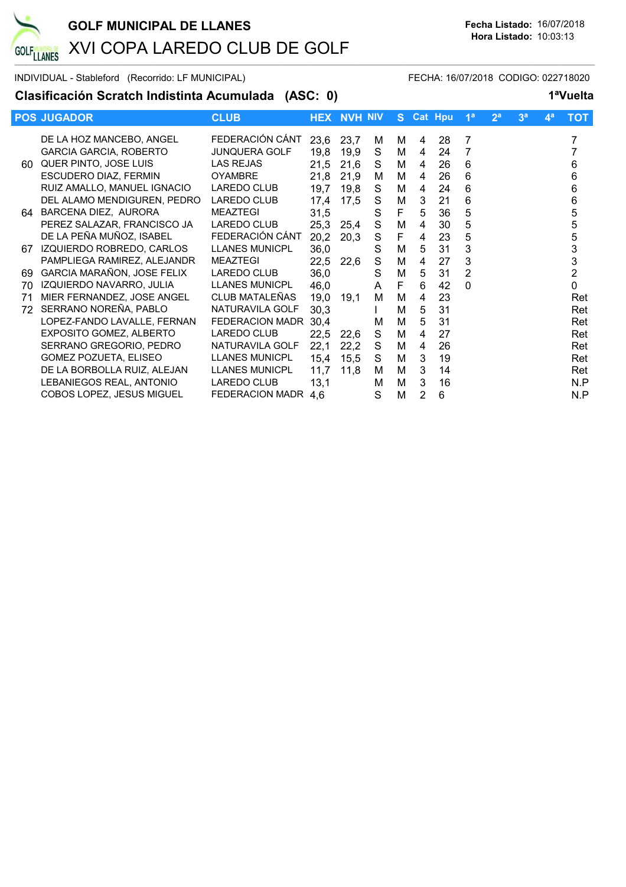# GOLF MUNICIPAL DE LLANES

## XVI COPA LAREDO CLUB DE GOLF

Fecha Listado: 16/07/2018
Hora Listado: 10:03:13

INDIVIDUAL - Stableford (Recorrido: LF MUNICIPAL) FECHA: 16/07/2018 CODIGO: 022718020

### Clasificación Scratch Indistinta Acumulada (ASC: 0) 1ªVuelta

| POS | JUGADOR | CLUB | HEX | NVH | NIV | S | Cat | Hpu | 1ª | 2ª | 3ª | 4ª | TOT |
|---|---|---|---|---|---|---|---|---|---|---|---|---|---|
| | DE LA HOZ MANCEBO, ANGEL | FEDERACIÓN CÁNT | 23,6 | 23,7 | M | M | 4 | 28 | 7 | | | | 7 |
| | GARCIA GARCIA, ROBERTO | JUNQUERA GOLF | 19,8 | 19,9 | S | M | 4 | 24 | 7 | | | | 7 |
| 60 | QUER PINTO, JOSE LUIS | LAS REJAS | 21,5 | 21,6 | S | M | 4 | 26 | 6 | | | | 6 |
| | ESCUDERO DIAZ, FERMIN | OYAMBRE | 21,8 | 21,9 | M | M | 4 | 26 | 6 | | | | 6 |
| | RUIZ AMALLO, MANUEL IGNACIO | LAREDO CLUB | 19,7 | 19,8 | S | M | 4 | 24 | 6 | | | | 6 |
| | DEL ALAMO MENDIGUREN, PEDRO | LAREDO CLUB | 17,4 | 17,5 | S | M | 3 | 21 | 6 | | | | 6 |
| 64 | BARCENA DIEZ, AURORA | MEAZTEGI | 31,5 | | S | F | 5 | 36 | 5 | | | | 5 |
| | PEREZ SALAZAR, FRANCISCO JA | LAREDO CLUB | 25,3 | 25,4 | S | M | 4 | 30 | 5 | | | | 5 |
| | DE LA PEÑA MUÑOZ, ISABEL | FEDERACIÓN CÁNT | 20,2 | 20,3 | S | F | 4 | 23 | 5 | | | | 5 |
| 67 | IZQUIERDO ROBREDO, CARLOS | LLANES MUNICPL | 36,0 | | S | M | 5 | 31 | 3 | | | | 3 |
| | PAMPLIEGA RAMIREZ, ALEJANDR | MEAZTEGI | 22,5 | 22,6 | S | M | 4 | 27 | 3 | | | | 3 |
| 69 | GARCIA MARAÑON, JOSE FELIX | LAREDO CLUB | 36,0 | | S | M | 5 | 31 | 2 | | | | 2 |
| 70 | IZQUIERDO NAVARRO, JULIA | LLANES MUNICPL | 46,0 | | A | F | 6 | 42 | 0 | | | | 0 |
| 71 | MIER FERNANDEZ, JOSE ANGEL | CLUB MATALEÑAS | 19,0 | 19,1 | M | M | 4 | 23 | | | | | Ret |
| 72 | SERRANO NOREÑA, PABLO | NATURAVILA GOLF | 30,3 | | I | M | 5 | 31 | | | | | Ret |
| | LOPEZ-FANDO LAVALLE, FERNAN | FEDERACION MADR | 30,4 | | M | M | 5 | 31 | | | | | Ret |
| | EXPOSITO GOMEZ, ALBERTO | LAREDO CLUB | 22,5 | 22,6 | S | M | 4 | 27 | | | | | Ret |
| | SERRANO GREGORIO, PEDRO | NATURAVILA GOLF | 22,1 | 22,2 | S | M | 4 | 26 | | | | | Ret |
| | GOMEZ POZUETA, ELISEO | LLANES MUNICPL | 15,4 | 15,5 | S | M | 3 | 19 | | | | | Ret |
| | DE LA BORBOLLA RUIZ, ALEJAN | LLANES MUNICPL | 11,7 | 11,8 | M | M | 3 | 14 | | | | | Ret |
| | LEBANIEGOS REAL, ANTONIO | LAREDO CLUB | 13,1 | | M | M | 3 | 16 | | | | | N.P |
| | COBOS LOPEZ, JESUS MIGUEL | FEDERACION MADR | 4,6 | | S | M | 2 | 6 | | | | | N.P |